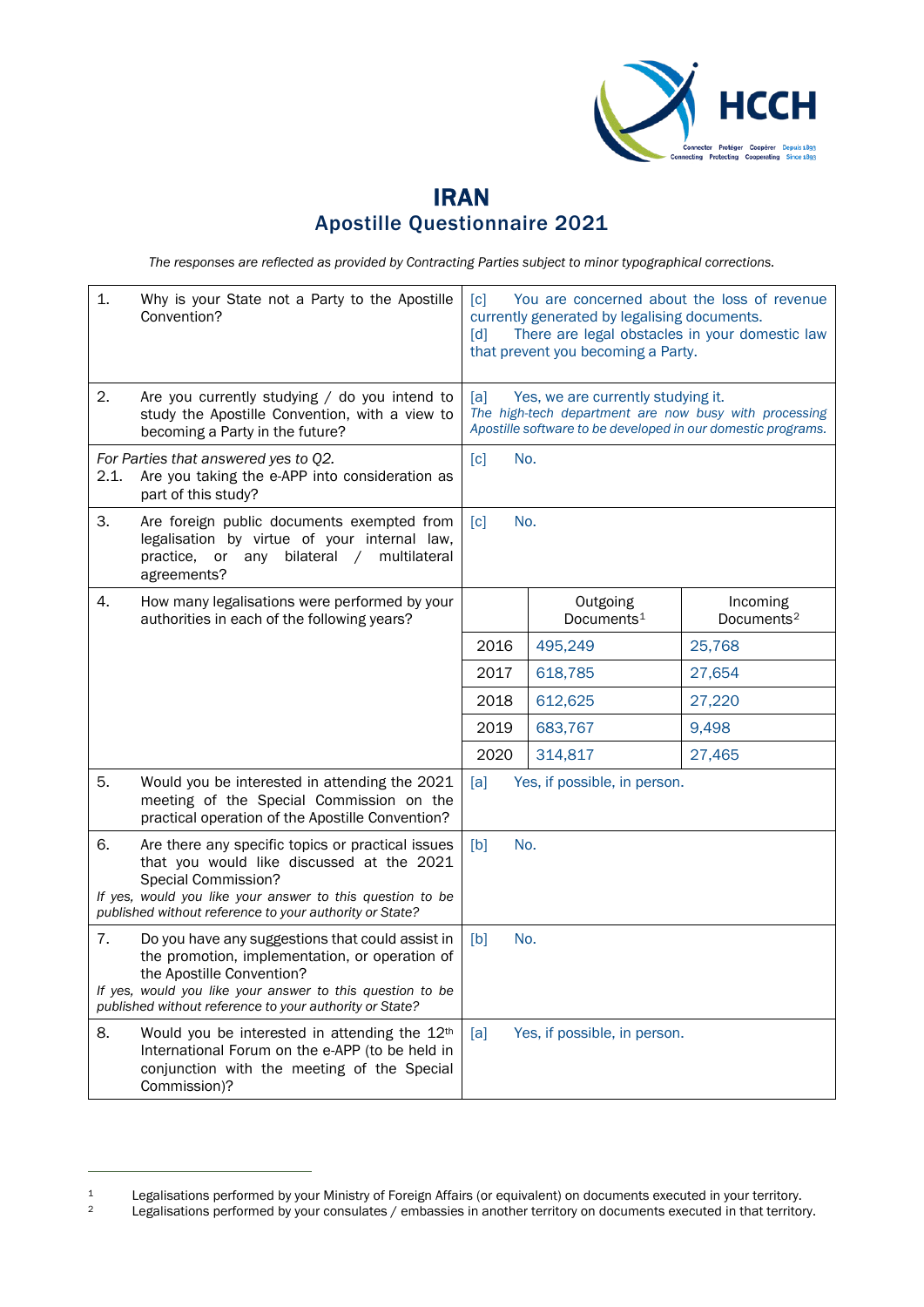# IRAN

## Apostille Questionnaire 2021

*The responses are reflected as provided by Contracting Parties subject to minor typographical corrections.*

| Question | Response | | |
|---|---|---|---|
| 1. Why is your State not a Party to the Apostille Convention? | [c] You are concerned about the loss of revenue currently generated by legalising documents.<br>[d] There are legal obstacles in your domestic law that prevent you becoming a Party. | | |
| 2. Are you currently studying / do you intend to study the Apostille Convention, with a view to becoming a Party in the future? | [a] Yes, we are currently studying it.<br>*The high-tech department are now busy with processing Apostille software to be developed in our domestic programs.* | | |
| *For Parties that answered yes to Q2.*<br>2.1. Are you taking the e-APP into consideration as part of this study? | [c] No. | | |
| 3. Are foreign public documents exempted from legalisation by virtue of your internal law, practice, or any bilateral / multilateral agreements? | [c] No. | | |
| 4. How many legalisations were performed by your authorities in each of the following years? | | Outgoing Documents[1] | Incoming Documents[2] |
| | 2016 | 495,249 | 25,768 |
| | 2017 | 618,785 | 27,654 |
| | 2018 | 612,625 | 27,220 |
| | 2019 | 683,767 | 9,498 |
| | 2020 | 314,817 | 27,465 |
| 5. Would you be interested in attending the 2021 meeting of the Special Commission on the practical operation of the Apostille Convention? | [a] Yes, if possible, in person. | | |
| 6. Are there any specific topics or practical issues that you would like discussed at the 2021 Special Commission?<br>*If yes, would you like your answer to this question to be published without reference to your authority or State?* | [b] No. | | |
| 7. Do you have any suggestions that could assist in the promotion, implementation, or operation of the Apostille Convention?<br>*If yes, would you like your answer to this question to be published without reference to your authority or State?* | [b] No. | | |
| 8. Would you be interested in attending the 12th International Forum on the e-APP (to be held in conjunction with the meeting of the Special Commission)? | [a] Yes, if possible, in person. | | |

[1] Legalisations performed by your Ministry of Foreign Affairs (or equivalent) on documents executed in your territory.
[2] Legalisations performed by your consulates / embassies in another territory on documents executed in that territory.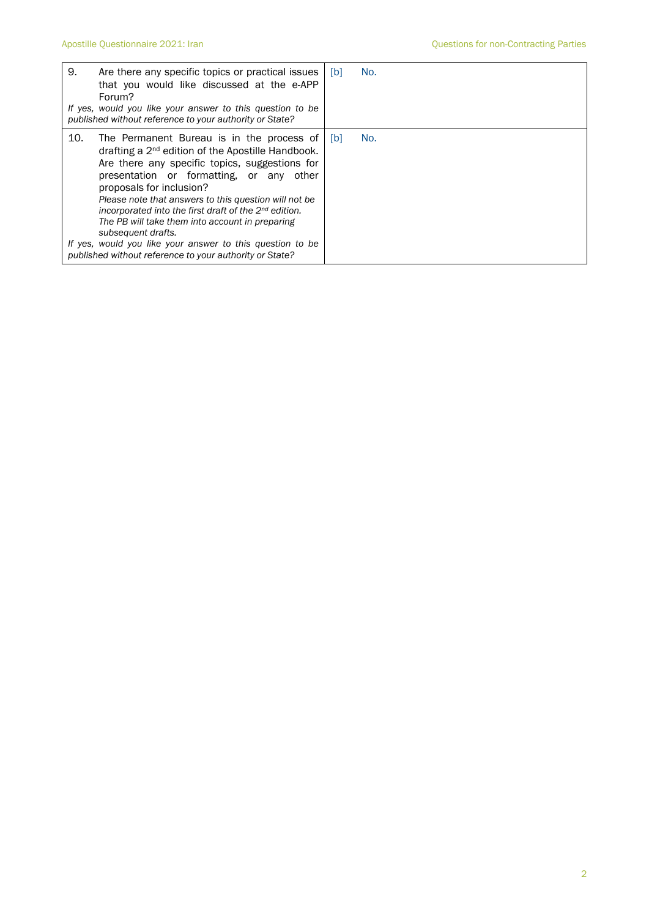| | |
|---|---|
| 9. Are there any specific topics or practical issues that you would like discussed at the e-APP Forum?<br>*If yes, would you like your answer to this question to be published without reference to your authority or State?* | [b] No. |
| 10. The Permanent Bureau is in the process of drafting a 2nd edition of the Apostille Handbook. Are there any specific topics, suggestions for presentation or formatting, or any other proposals for inclusion?<br>*Please note that answers to this question will not be incorporated into the first draft of the 2nd edition. The PB will take them into account in preparing subsequent drafts.*<br>*If yes, would you like your answer to this question to be published without reference to your authority or State?* | [b] No. |